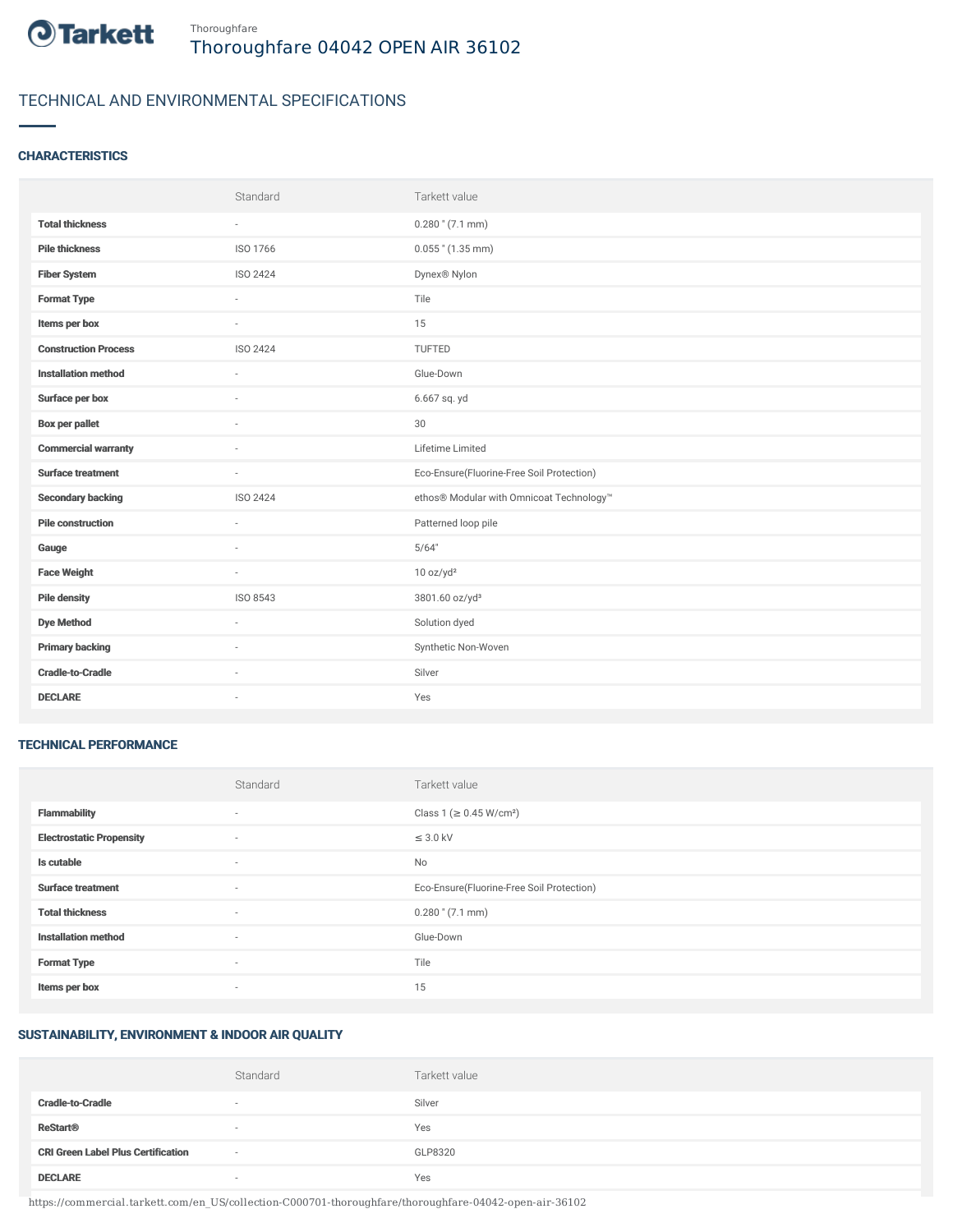Thoroughfare

# Thoroughfare 04042 OPEN AIR 36102

## TECHNICAL AND ENVIRONMENTAL SPECIFICATIONS

### CHARACTERISTICS

| | Standard | Tarkett value |
|---|---|---|
| **Total thickness** | - | 0.280 " (7.1 mm) |
| **Pile thickness** | ISO 1766 | 0.055 " (1.35 mm) |
| **Fiber System** | ISO 2424 | Dynex® Nylon |
| **Format Type** | - | Tile |
| **Items per box** | - | 15 |
| **Construction Process** | ISO 2424 | TUFTED |
| **Installation method** | - | Glue-Down |
| **Surface per box** | - | 6.667 sq. yd |
| **Box per pallet** | - | 30 |
| **Commercial warranty** | - | Lifetime Limited |
| **Surface treatment** | - | Eco-Ensure(Fluorine-Free Soil Protection) |
| **Secondary backing** | ISO 2424 | ethos® Modular with Omnicoat Technology™ |
| **Pile construction** | - | Patterned loop pile |
| **Gauge** | - | 5/64" |
| **Face Weight** | - | 10 oz/yd² |
| **Pile density** | ISO 8543 | 3801.60 oz/yd³ |
| **Dye Method** | - | Solution dyed |
| **Primary backing** | - | Synthetic Non-Woven |
| **Cradle-to-Cradle** | - | Silver |
| **DECLARE** | - | Yes |

### TECHNICAL PERFORMANCE

| | Standard | Tarkett value |
|---|---|---|
| **Flammability** | - | Class 1 (≥ 0.45 W/cm²) |
| **Electrostatic Propensity** | - | ≤ 3.0 kV |
| **Is cutable** | - | No |
| **Surface treatment** | - | Eco-Ensure(Fluorine-Free Soil Protection) |
| **Total thickness** | - | 0.280 " (7.1 mm) |
| **Installation method** | - | Glue-Down |
| **Format Type** | - | Tile |
| **Items per box** | - | 15 |

### SUSTAINABILITY, ENVIRONMENT & INDOOR AIR QUALITY

| | Standard | Tarkett value |
|---|---|---|
| **Cradle-to-Cradle** | - | Silver |
| **ReStart®** | - | Yes |
| **CRI Green Label Plus Certification** | - | GLP8320 |
| **DECLARE** | - | Yes |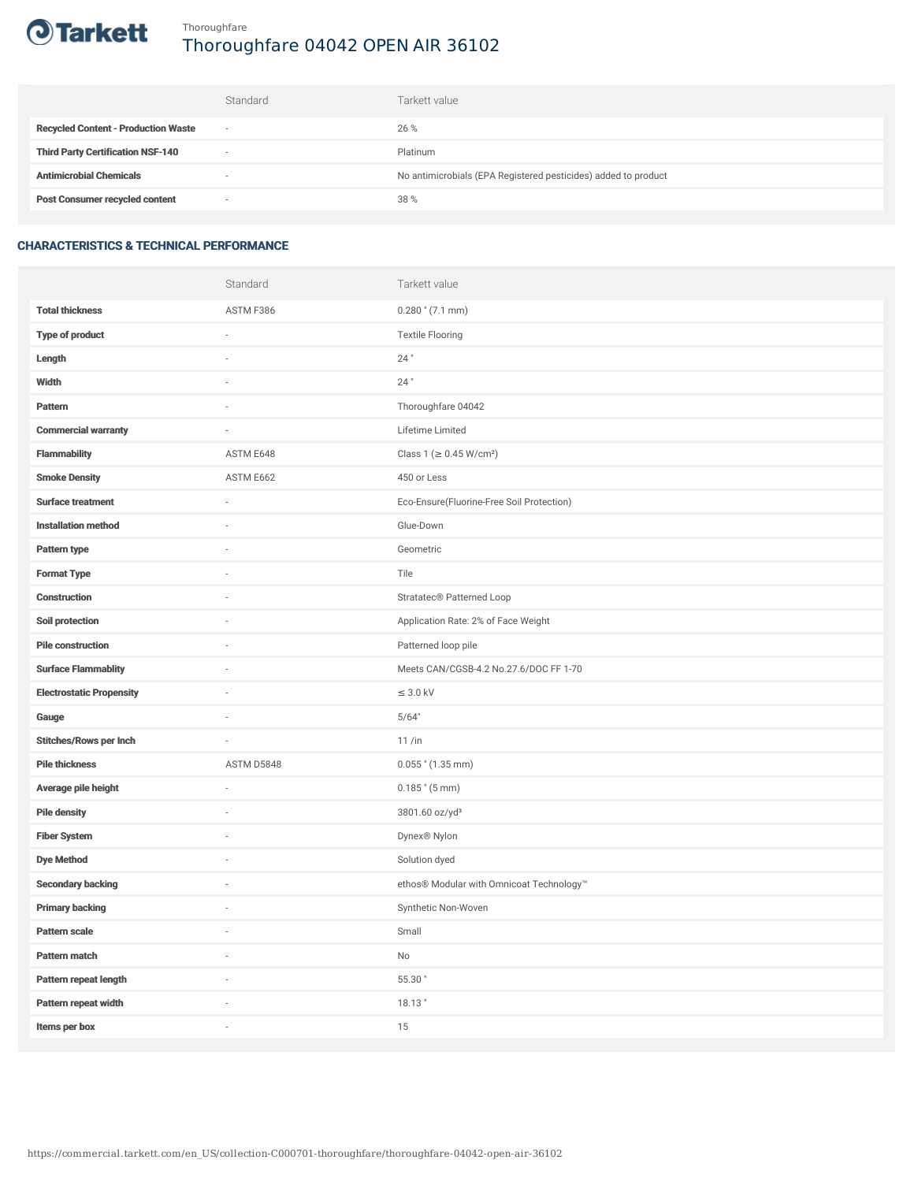Thoroughfare

# Thoroughfare 04042 OPEN AIR 36102

| | Standard | Tarkett value |
|---|---|---|
| **Recycled Content - Production Waste** | - | 26 % |
| **Third Party Certification NSF-140** | - | Platinum |
| **Antimicrobial Chemicals** | - | No antimicrobials (EPA Registered pesticides) added to product |
| **Post Consumer recycled content** | - | 38 % |

## CHARACTERISTICS & TECHNICAL PERFORMANCE

| | Standard | Tarkett value |
|---|---|---|
| **Total thickness** | ASTM F386 | 0.280 " (7.1 mm) |
| **Type of product** | - | Textile Flooring |
| **Length** | - | 24 " |
| **Width** | - | 24 " |
| **Pattern** | - | Thoroughfare 04042 |
| **Commercial warranty** | - | Lifetime Limited |
| **Flammability** | ASTM E648 | Class 1 (≥ 0.45 W/cm²) |
| **Smoke Density** | ASTM E662 | 450 or Less |
| **Surface treatment** | - | Eco-Ensure(Fluorine-Free Soil Protection) |
| **Installation method** | - | Glue-Down |
| **Pattern type** | - | Geometric |
| **Format Type** | - | Tile |
| **Construction** | - | Stratatec® Patterned Loop |
| **Soil protection** | - | Application Rate: 2% of Face Weight |
| **Pile construction** | - | Patterned loop pile |
| **Surface Flammablity** | - | Meets CAN/CGSB-4.2 No.27.6/DOC FF 1-70 |
| **Electrostatic Propensity** | - | ≤ 3.0 kV |
| **Gauge** | - | 5/64" |
| **Stitches/Rows per Inch** | - | 11 /in |
| **Pile thickness** | ASTM D5848 | 0.055 " (1.35 mm) |
| **Average pile height** | - | 0.185 " (5 mm) |
| **Pile density** | - | 3801.60 oz/yd³ |
| **Fiber System** | - | Dynex® Nylon |
| **Dye Method** | - | Solution dyed |
| **Secondary backing** | - | ethos® Modular with Omnicoat Technology™ |
| **Primary backing** | - | Synthetic Non-Woven |
| **Pattern scale** | - | Small |
| **Pattern match** | - | No |
| **Pattern repeat length** | - | 55.30 " |
| **Pattern repeat width** | - | 18.13 " |
| **Items per box** | - | 15 |

https://commercial.tarkett.com/en_US/collection-C000701-thoroughfare/thoroughfare-04042-open-air-36102